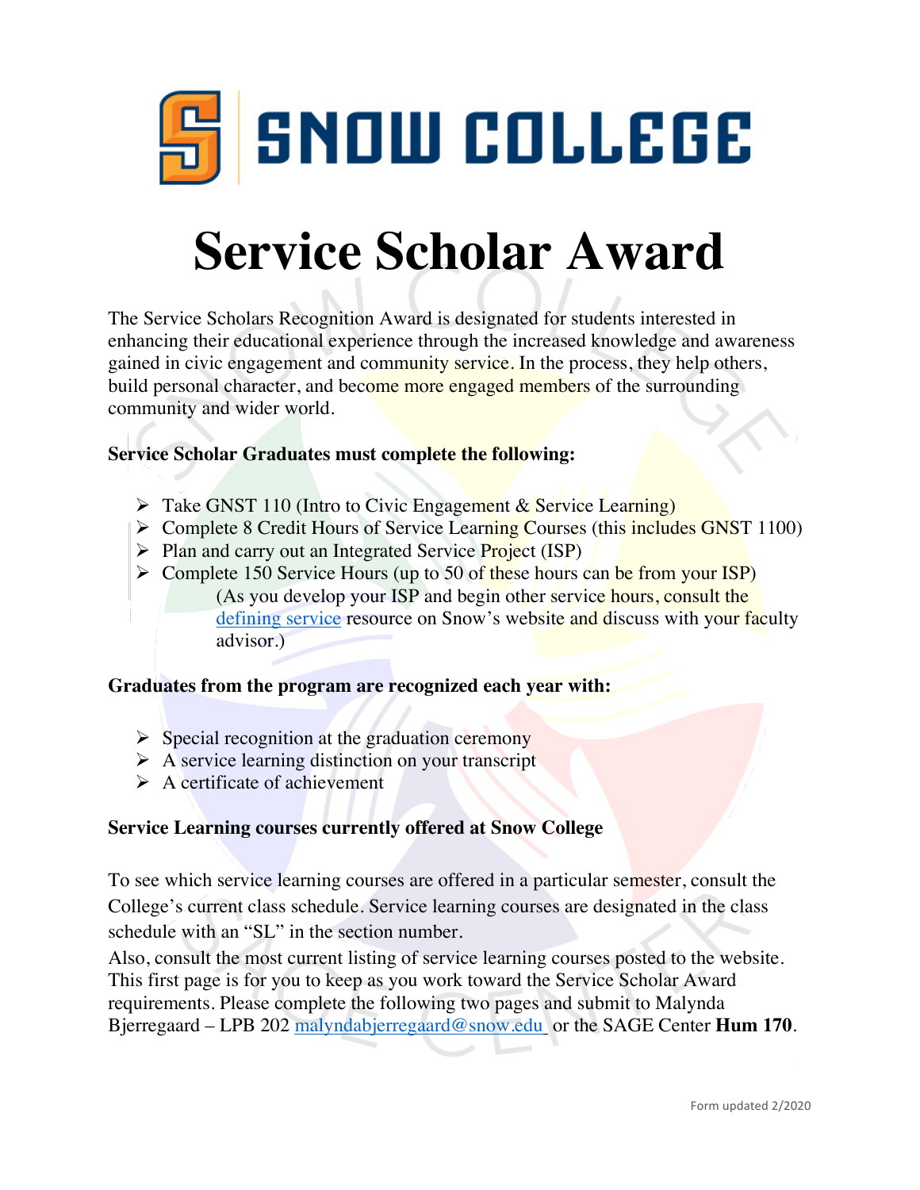SNOW COLLEGE

# Service Scholar Award

The Service Scholars Recognition Award is designated for students interested in enhancing their educational experience through the increased knowledge and awareness gained in civic engagement and community service. In the process, they help others, build personal character, and become more engaged members of the surrounding community and wider world.

**Service Scholar Graduates must complete the following:**

- Take GNST 110 (Intro to Civic Engagement & Service Learning)
- Complete 8 Credit Hours of Service Learning Courses (this includes GNST 1100)
- Plan and carry out an Integrated Service Project (ISP)
- Complete 150 Service Hours (up to 50 of these hours can be from your ISP)
  (As you develop your ISP and begin other service hours, consult the defining service resource on Snow's website and discuss with your faculty advisor.)

**Graduates from the program are recognized each year with:**

- Special recognition at the graduation ceremony
- A service learning distinction on your transcript
- A certificate of achievement

**Service Learning courses currently offered at Snow College**

To see which service learning courses are offered in a particular semester, consult the College's current class schedule. Service learning courses are designated in the class schedule with an "SL" in the section number.
Also, consult the most current listing of service learning courses posted to the website. This first page is for you to keep as you work toward the Service Scholar Award requirements. Please complete the following two pages and submit to Malynda Bjerregaard – LPB 202 malyndabjerregaard@snow.edu or the SAGE Center **Hum 170**.

Form updated 2/2020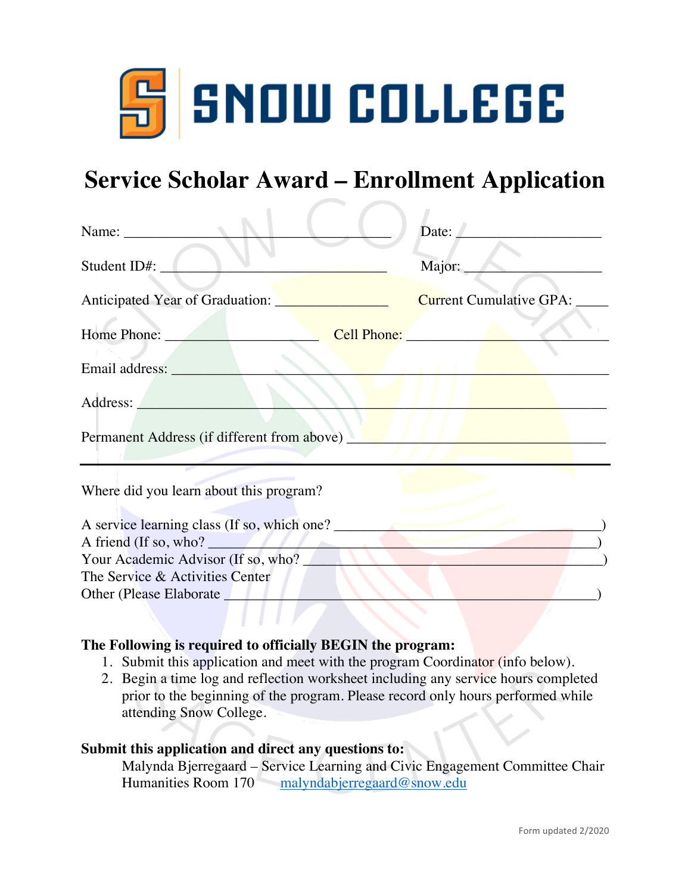# SNOW COLLEGE

## Service Scholar Award – Enrollment Application

Name: ___________________________________ Date: ___________________

Student ID#: ______________________________ Major: __________________

Anticipated Year of Graduation: _______________ Current Cumulative GPA: ____

Home Phone: _____________________ Cell Phone: ___________________________

Email address: ___________________________________________________________

Address: ________________________________________________________________

Permanent Address (if different from above) ___________________________________

---

Where did you learn about this program?

A service learning class (If so, which one? ___________________________________)
A friend (If so, who? ______________________________________________________)
Your Academic Advisor (If so, who? ____________________________________________)
The Service & Activities Center
Other (Please Elaborate _____________________________________________________)

**The Following is required to officially BEGIN the program:**

1. Submit this application and meet with the program Coordinator (info below).
2. Begin a time log and reflection worksheet including any service hours completed prior to the beginning of the program. Please record only hours performed while attending Snow College.

**Submit this application and direct any questions to:**

Malynda Bjerregaard – Service Learning and Civic Engagement Committee Chair
Humanities Room 170 malyndabjerregaard@snow.edu

Form updated 2/2020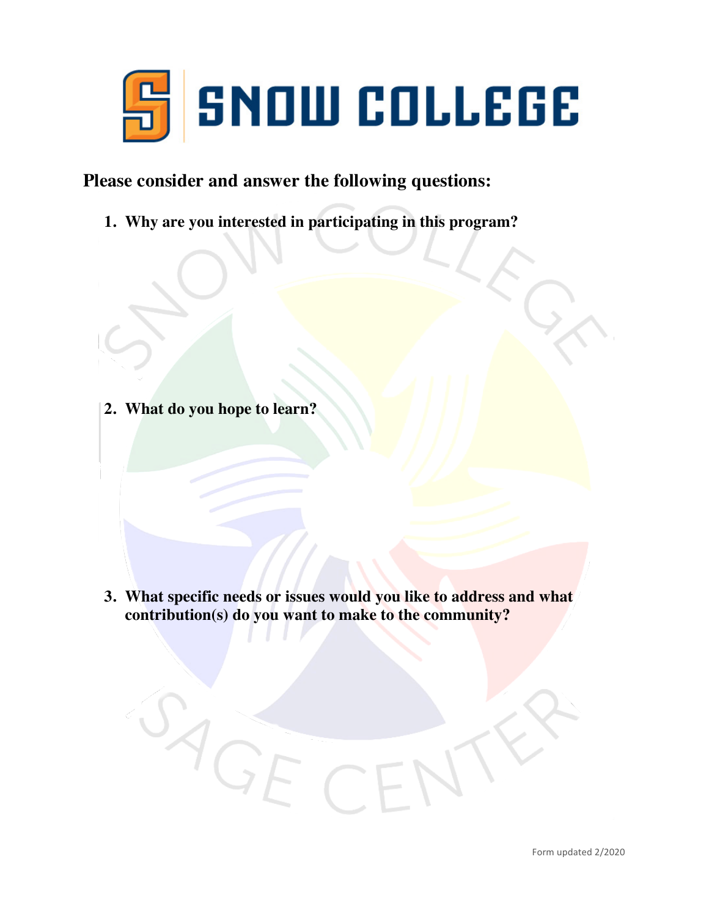**Please consider and answer the following questions:**

1. **Why are you interested in participating in this program?**

2. **What do you hope to learn?**

3. **What specific needs or issues would you like to address and what contribution(s) do you want to make to the community?**

Form updated 2/2020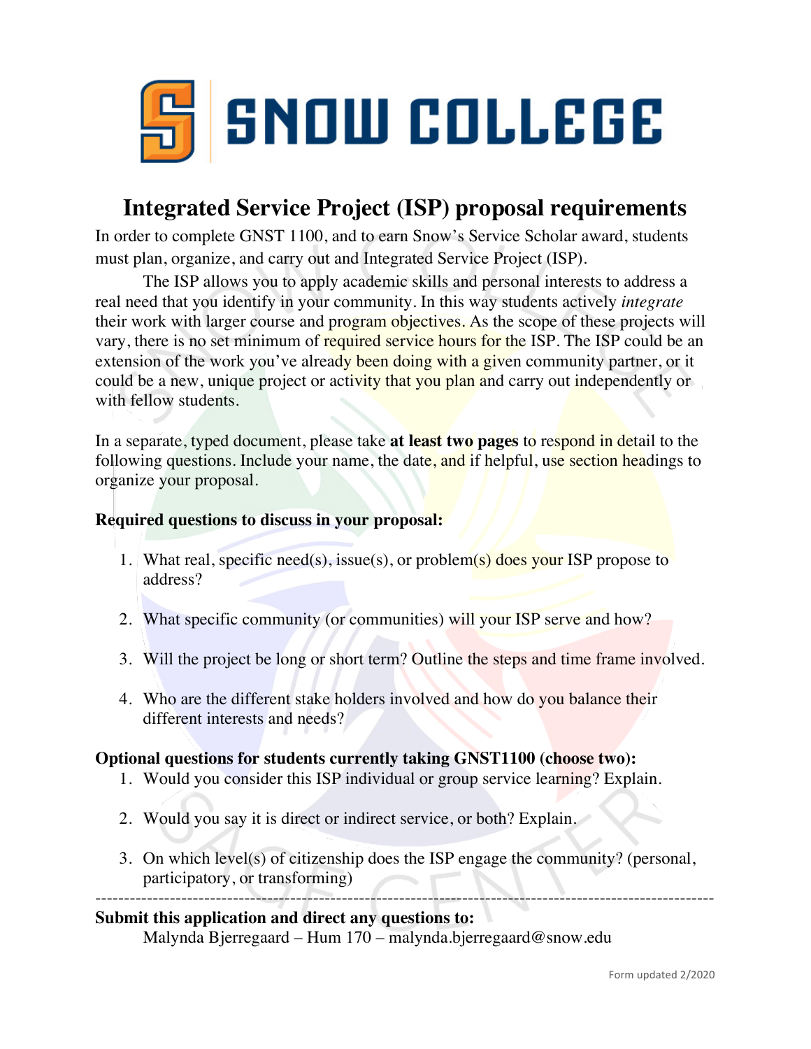# Integrated Service Project (ISP) proposal requirements

In order to complete GNST 1100, and to earn Snow's Service Scholar award, students must plan, organize, and carry out and Integrated Service Project (ISP).

The ISP allows you to apply academic skills and personal interests to address a real need that you identify in your community. In this way students actively *integrate* their work with larger course and program objectives. As the scope of these projects will vary, there is no set minimum of required service hours for the ISP. The ISP could be an extension of the work you've already been doing with a given community partner, or it could be a new, unique project or activity that you plan and carry out independently or with fellow students.

In a separate, typed document, please take **at least two pages** to respond in detail to the following questions. Include your name, the date, and if helpful, use section headings to organize your proposal.

**Required questions to discuss in your proposal:**

1. What real, specific need(s), issue(s), or problem(s) does your ISP propose to address?
2. What specific community (or communities) will your ISP serve and how?
3. Will the project be long or short term? Outline the steps and time frame involved.
4. Who are the different stake holders involved and how do you balance their different interests and needs?

**Optional questions for students currently taking GNST1100 (choose two):**

1. Would you consider this ISP individual or group service learning? Explain.
2. Would you say it is direct or indirect service, or both? Explain.
3. On which level(s) of citizenship does the ISP engage the community? (personal, participatory, or transforming)

---

**Submit this application and direct any questions to:**

Malynda Bjerregaard – Hum 170 – malynda.bjerregaard@snow.edu

Form updated 2/2020